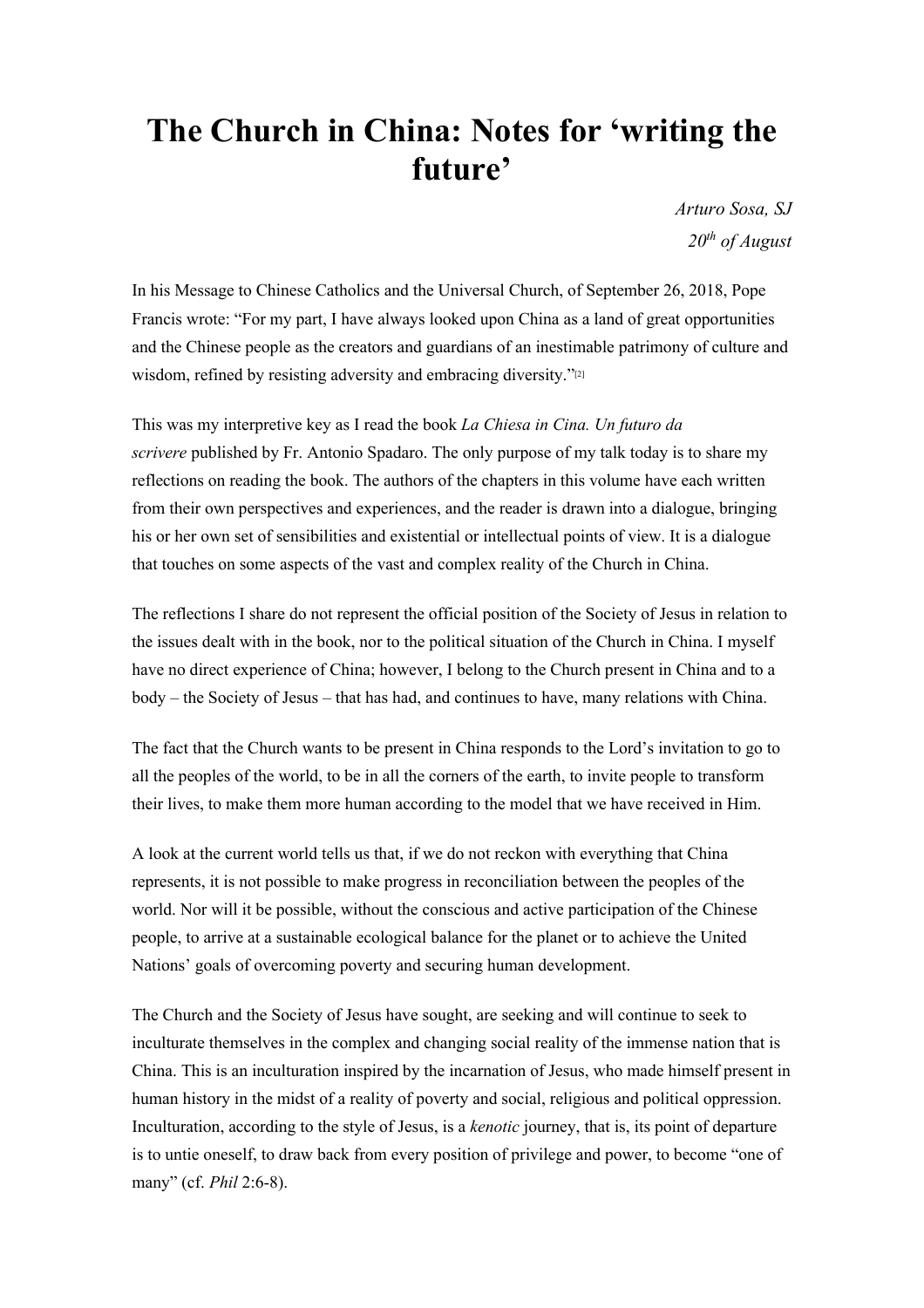# The Church in China: Notes for 'writing the future'

*Arturo Sosa, SJ*

*20th of August*

In his Message to Chinese Catholics and the Universal Church, of September 26, 2018, Pope Francis wrote: "For my part, I have always looked upon China as a land of great opportunities and the Chinese people as the creators and guardians of an inestimable patrimony of culture and wisdom, refined by resisting adversity and embracing diversity."[2]

This was my interpretive key as I read the book *La Chiesa in Cina. Un futuro da scrivere* published by Fr. Antonio Spadaro. The only purpose of my talk today is to share my reflections on reading the book. The authors of the chapters in this volume have each written from their own perspectives and experiences, and the reader is drawn into a dialogue, bringing his or her own set of sensibilities and existential or intellectual points of view. It is a dialogue that touches on some aspects of the vast and complex reality of the Church in China.

The reflections I share do not represent the official position of the Society of Jesus in relation to the issues dealt with in the book, nor to the political situation of the Church in China. I myself have no direct experience of China; however, I belong to the Church present in China and to a body – the Society of Jesus – that has had, and continues to have, many relations with China.

The fact that the Church wants to be present in China responds to the Lord's invitation to go to all the peoples of the world, to be in all the corners of the earth, to invite people to transform their lives, to make them more human according to the model that we have received in Him.

A look at the current world tells us that, if we do not reckon with everything that China represents, it is not possible to make progress in reconciliation between the peoples of the world. Nor will it be possible, without the conscious and active participation of the Chinese people, to arrive at a sustainable ecological balance for the planet or to achieve the United Nations' goals of overcoming poverty and securing human development.

The Church and the Society of Jesus have sought, are seeking and will continue to seek to inculturate themselves in the complex and changing social reality of the immense nation that is China. This is an inculturation inspired by the incarnation of Jesus, who made himself present in human history in the midst of a reality of poverty and social, religious and political oppression. Inculturation, according to the style of Jesus, is a *kenotic* journey, that is, its point of departure is to untie oneself, to draw back from every position of privilege and power, to become "one of many" (cf. *Phil* 2:6-8).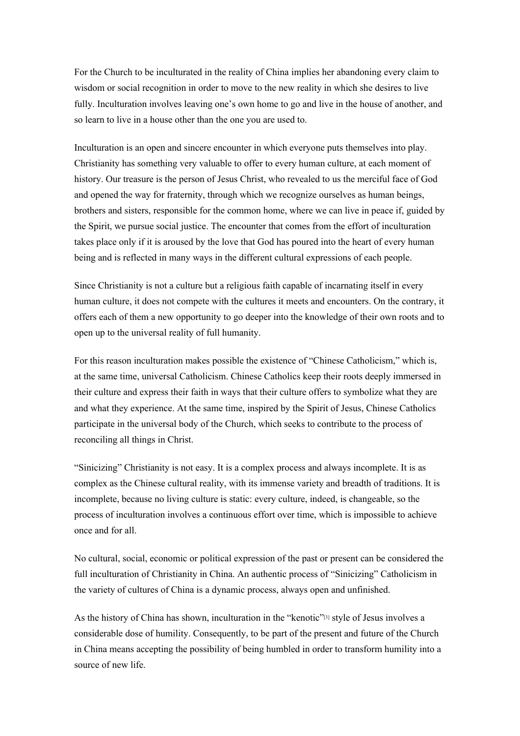For the Church to be inculturated in the reality of China implies her abandoning every claim to wisdom or social recognition in order to move to the new reality in which she desires to live fully. Inculturation involves leaving one's own home to go and live in the house of another, and so learn to live in a house other than the one you are used to.

Inculturation is an open and sincere encounter in which everyone puts themselves into play. Christianity has something very valuable to offer to every human culture, at each moment of history. Our treasure is the person of Jesus Christ, who revealed to us the merciful face of God and opened the way for fraternity, through which we recognize ourselves as human beings, brothers and sisters, responsible for the common home, where we can live in peace if, guided by the Spirit, we pursue social justice. The encounter that comes from the effort of inculturation takes place only if it is aroused by the love that God has poured into the heart of every human being and is reflected in many ways in the different cultural expressions of each people.

Since Christianity is not a culture but a religious faith capable of incarnating itself in every human culture, it does not compete with the cultures it meets and encounters. On the contrary, it offers each of them a new opportunity to go deeper into the knowledge of their own roots and to open up to the universal reality of full humanity.

For this reason inculturation makes possible the existence of "Chinese Catholicism," which is, at the same time, universal Catholicism. Chinese Catholics keep their roots deeply immersed in their culture and express their faith in ways that their culture offers to symbolize what they are and what they experience. At the same time, inspired by the Spirit of Jesus, Chinese Catholics participate in the universal body of the Church, which seeks to contribute to the process of reconciling all things in Christ.

"Sinicizing" Christianity is not easy. It is a complex process and always incomplete. It is as complex as the Chinese cultural reality, with its immense variety and breadth of traditions. It is incomplete, because no living culture is static: every culture, indeed, is changeable, so the process of inculturation involves a continuous effort over time, which is impossible to achieve once and for all.

No cultural, social, economic or political expression of the past or present can be considered the full inculturation of Christianity in China. An authentic process of "Sinicizing" Catholicism in the variety of cultures of China is a dynamic process, always open and unfinished.

As the history of China has shown, inculturation in the "kenotic"[3] style of Jesus involves a considerable dose of humility. Consequently, to be part of the present and future of the Church in China means accepting the possibility of being humbled in order to transform humility into a source of new life.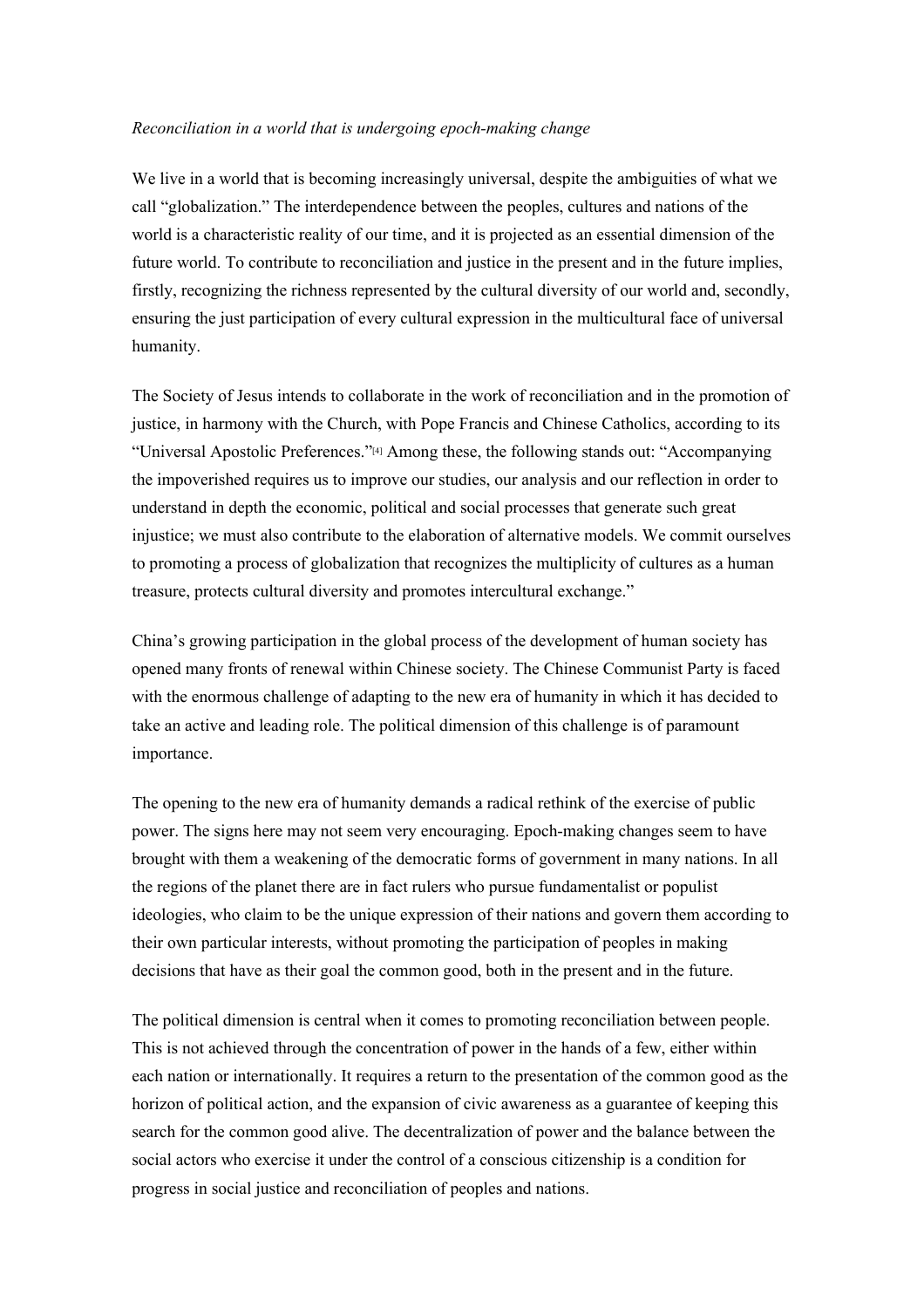*Reconciliation in a world that is undergoing epoch-making change*

We live in a world that is becoming increasingly universal, despite the ambiguities of what we call "globalization." The interdependence between the peoples, cultures and nations of the world is a characteristic reality of our time, and it is projected as an essential dimension of the future world. To contribute to reconciliation and justice in the present and in the future implies, firstly, recognizing the richness represented by the cultural diversity of our world and, secondly, ensuring the just participation of every cultural expression in the multicultural face of universal humanity.

The Society of Jesus intends to collaborate in the work of reconciliation and in the promotion of justice, in harmony with the Church, with Pope Francis and Chinese Catholics, according to its "Universal Apostolic Preferences."[4] Among these, the following stands out: "Accompanying the impoverished requires us to improve our studies, our analysis and our reflection in order to understand in depth the economic, political and social processes that generate such great injustice; we must also contribute to the elaboration of alternative models. We commit ourselves to promoting a process of globalization that recognizes the multiplicity of cultures as a human treasure, protects cultural diversity and promotes intercultural exchange."

China's growing participation in the global process of the development of human society has opened many fronts of renewal within Chinese society. The Chinese Communist Party is faced with the enormous challenge of adapting to the new era of humanity in which it has decided to take an active and leading role. The political dimension of this challenge is of paramount importance.

The opening to the new era of humanity demands a radical rethink of the exercise of public power. The signs here may not seem very encouraging. Epoch-making changes seem to have brought with them a weakening of the democratic forms of government in many nations. In all the regions of the planet there are in fact rulers who pursue fundamentalist or populist ideologies, who claim to be the unique expression of their nations and govern them according to their own particular interests, without promoting the participation of peoples in making decisions that have as their goal the common good, both in the present and in the future.

The political dimension is central when it comes to promoting reconciliation between people. This is not achieved through the concentration of power in the hands of a few, either within each nation or internationally. It requires a return to the presentation of the common good as the horizon of political action, and the expansion of civic awareness as a guarantee of keeping this search for the common good alive. The decentralization of power and the balance between the social actors who exercise it under the control of a conscious citizenship is a condition for progress in social justice and reconciliation of peoples and nations.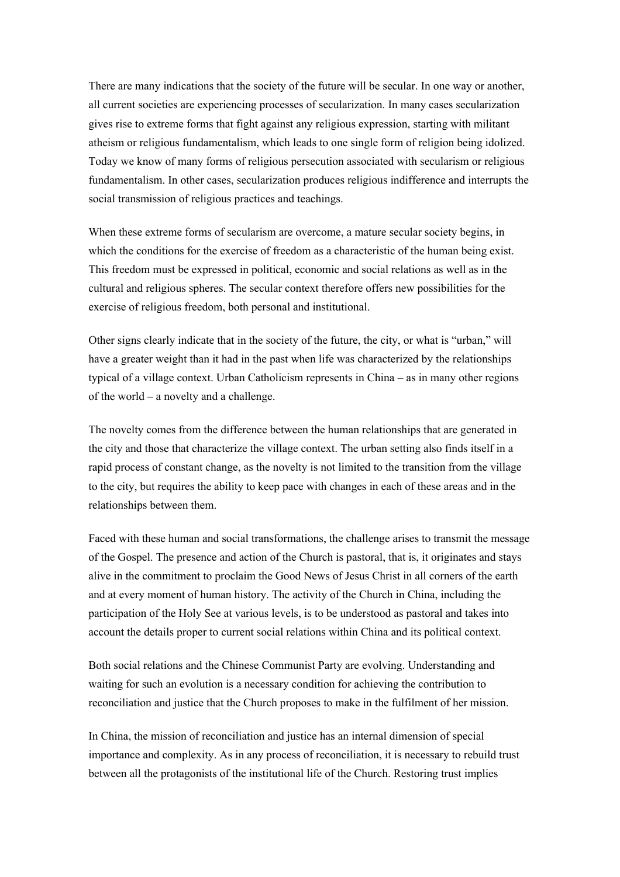There are many indications that the society of the future will be secular. In one way or another, all current societies are experiencing processes of secularization. In many cases secularization gives rise to extreme forms that fight against any religious expression, starting with militant atheism or religious fundamentalism, which leads to one single form of religion being idolized. Today we know of many forms of religious persecution associated with secularism or religious fundamentalism. In other cases, secularization produces religious indifference and interrupts the social transmission of religious practices and teachings.

When these extreme forms of secularism are overcome, a mature secular society begins, in which the conditions for the exercise of freedom as a characteristic of the human being exist. This freedom must be expressed in political, economic and social relations as well as in the cultural and religious spheres. The secular context therefore offers new possibilities for the exercise of religious freedom, both personal and institutional.

Other signs clearly indicate that in the society of the future, the city, or what is "urban," will have a greater weight than it had in the past when life was characterized by the relationships typical of a village context. Urban Catholicism represents in China – as in many other regions of the world – a novelty and a challenge.

The novelty comes from the difference between the human relationships that are generated in the city and those that characterize the village context. The urban setting also finds itself in a rapid process of constant change, as the novelty is not limited to the transition from the village to the city, but requires the ability to keep pace with changes in each of these areas and in the relationships between them.

Faced with these human and social transformations, the challenge arises to transmit the message of the Gospel. The presence and action of the Church is pastoral, that is, it originates and stays alive in the commitment to proclaim the Good News of Jesus Christ in all corners of the earth and at every moment of human history. The activity of the Church in China, including the participation of the Holy See at various levels, is to be understood as pastoral and takes into account the details proper to current social relations within China and its political context.

Both social relations and the Chinese Communist Party are evolving. Understanding and waiting for such an evolution is a necessary condition for achieving the contribution to reconciliation and justice that the Church proposes to make in the fulfilment of her mission.

In China, the mission of reconciliation and justice has an internal dimension of special importance and complexity. As in any process of reconciliation, it is necessary to rebuild trust between all the protagonists of the institutional life of the Church. Restoring trust implies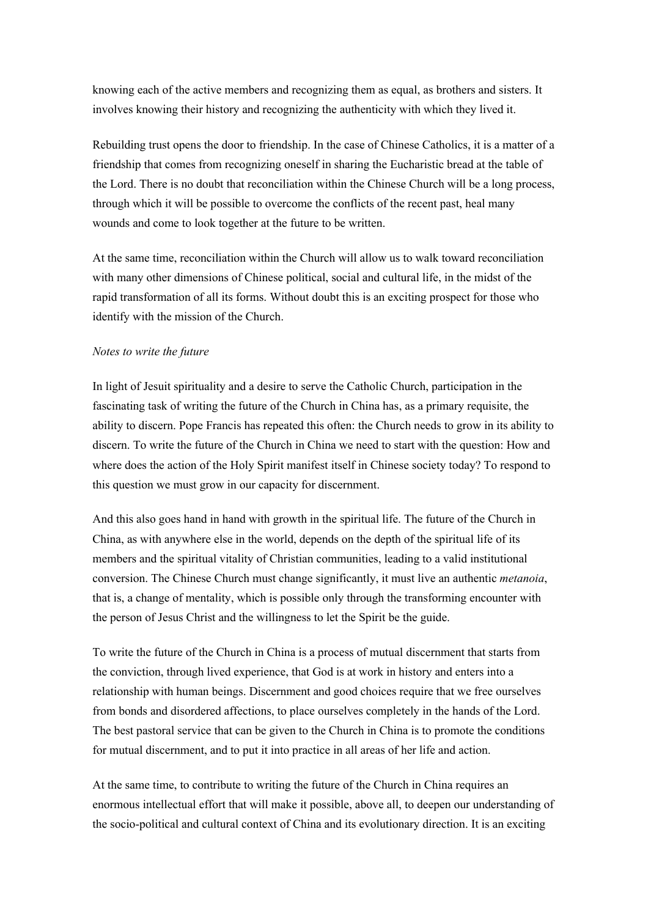knowing each of the active members and recognizing them as equal, as brothers and sisters. It involves knowing their history and recognizing the authenticity with which they lived it.

Rebuilding trust opens the door to friendship. In the case of Chinese Catholics, it is a matter of a friendship that comes from recognizing oneself in sharing the Eucharistic bread at the table of the Lord. There is no doubt that reconciliation within the Chinese Church will be a long process, through which it will be possible to overcome the conflicts of the recent past, heal many wounds and come to look together at the future to be written.

At the same time, reconciliation within the Church will allow us to walk toward reconciliation with many other dimensions of Chinese political, social and cultural life, in the midst of the rapid transformation of all its forms. Without doubt this is an exciting prospect for those who identify with the mission of the Church.

*Notes to write the future*

In light of Jesuit spirituality and a desire to serve the Catholic Church, participation in the fascinating task of writing the future of the Church in China has, as a primary requisite, the ability to discern. Pope Francis has repeated this often: the Church needs to grow in its ability to discern. To write the future of the Church in China we need to start with the question: How and where does the action of the Holy Spirit manifest itself in Chinese society today? To respond to this question we must grow in our capacity for discernment.

And this also goes hand in hand with growth in the spiritual life. The future of the Church in China, as with anywhere else in the world, depends on the depth of the spiritual life of its members and the spiritual vitality of Christian communities, leading to a valid institutional conversion. The Chinese Church must change significantly, it must live an authentic *metanoia*, that is, a change of mentality, which is possible only through the transforming encounter with the person of Jesus Christ and the willingness to let the Spirit be the guide.

To write the future of the Church in China is a process of mutual discernment that starts from the conviction, through lived experience, that God is at work in history and enters into a relationship with human beings. Discernment and good choices require that we free ourselves from bonds and disordered affections, to place ourselves completely in the hands of the Lord. The best pastoral service that can be given to the Church in China is to promote the conditions for mutual discernment, and to put it into practice in all areas of her life and action.

At the same time, to contribute to writing the future of the Church in China requires an enormous intellectual effort that will make it possible, above all, to deepen our understanding of the socio-political and cultural context of China and its evolutionary direction. It is an exciting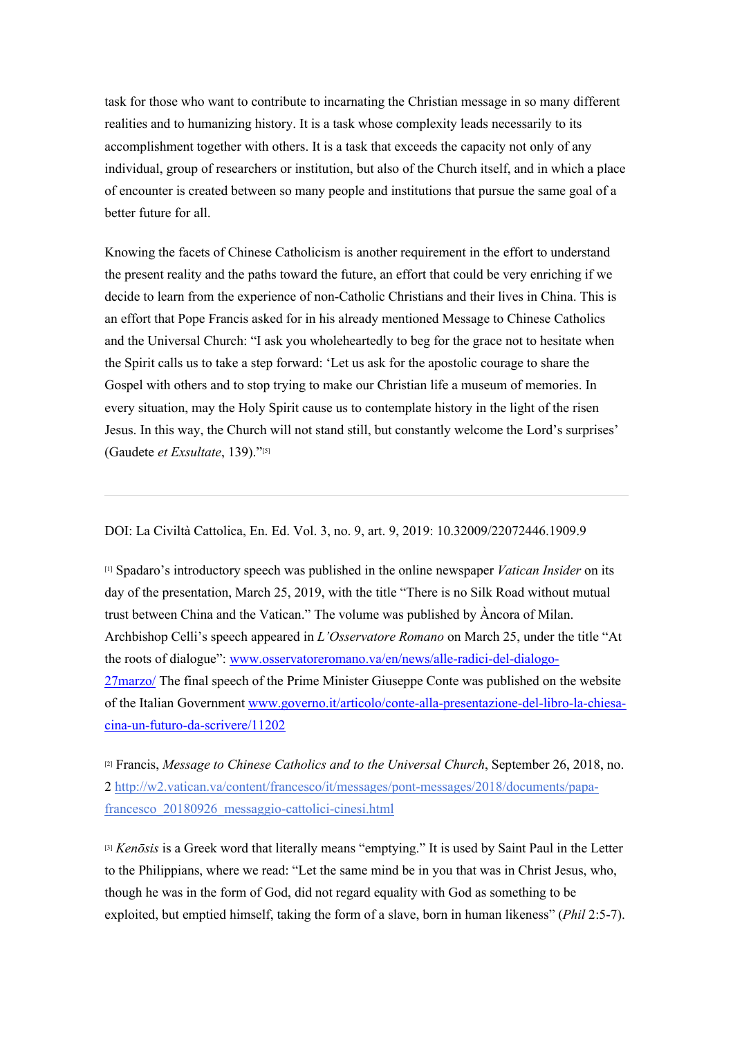task for those who want to contribute to incarnating the Christian message in so many different realities and to humanizing history. It is a task whose complexity leads necessarily to its accomplishment together with others. It is a task that exceeds the capacity not only of any individual, group of researchers or institution, but also of the Church itself, and in which a place of encounter is created between so many people and institutions that pursue the same goal of a better future for all.

Knowing the facets of Chinese Catholicism is another requirement in the effort to understand the present reality and the paths toward the future, an effort that could be very enriching if we decide to learn from the experience of non-Catholic Christians and their lives in China. This is an effort that Pope Francis asked for in his already mentioned Message to Chinese Catholics and the Universal Church: "I ask you wholeheartedly to beg for the grace not to hesitate when the Spirit calls us to take a step forward: 'Let us ask for the apostolic courage to share the Gospel with others and to stop trying to make our Christian life a museum of memories. In every situation, may the Holy Spirit cause us to contemplate history in the light of the risen Jesus. In this way, the Church will not stand still, but constantly welcome the Lord's surprises' (Gaudete *et Exsultate*, 139)."[5]

---

DOI: La Civiltà Cattolica, En. Ed. Vol. 3, no. 9, art. 9, 2019: 10.32009/22072446.1909.9

[1] Spadaro's introductory speech was published in the online newspaper *Vatican Insider* on its day of the presentation, March 25, 2019, with the title "There is no Silk Road without mutual trust between China and the Vatican." The volume was published by Àncora of Milan. Archbishop Celli's speech appeared in *L'Osservatore Romano* on March 25, under the title "At the roots of dialogue": www.osservatoreromano.va/en/news/alle-radici-del-dialogo-27marzo/ The final speech of the Prime Minister Giuseppe Conte was published on the website of the Italian Government www.governo.it/articolo/conte-alla-presentazione-del-libro-la-chiesa-cina-un-futuro-da-scrivere/11202

[2] Francis, *Message to Chinese Catholics and to the Universal Church*, September 26, 2018, no. 2 http://w2.vatican.va/content/francesco/it/messages/pont-messages/2018/documents/papa-francesco_20180926_messaggio-cattolici-cinesi.html

[3] *Kenōsis* is a Greek word that literally means "emptying." It is used by Saint Paul in the Letter to the Philippians, where we read: "Let the same mind be in you that was in Christ Jesus, who, though he was in the form of God, did not regard equality with God as something to be exploited, but emptied himself, taking the form of a slave, born in human likeness" (*Phil* 2:5-7).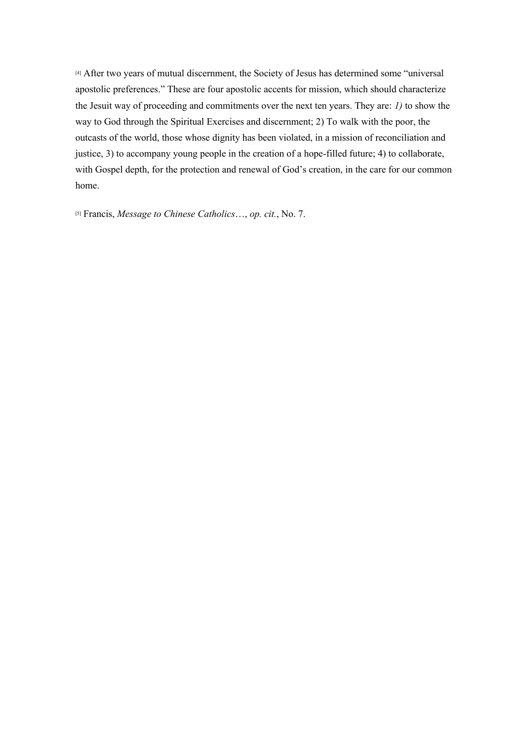[4] After two years of mutual discernment, the Society of Jesus has determined some "universal apostolic preferences." These are four apostolic accents for mission, which should characterize the Jesuit way of proceeding and commitments over the next ten years. They are: *1)* to show the way to God through the Spiritual Exercises and discernment; 2) To walk with the poor, the outcasts of the world, those whose dignity has been violated, in a mission of reconciliation and justice, 3) to accompany young people in the creation of a hope-filled future; 4) to collaborate, with Gospel depth, for the protection and renewal of God's creation, in the care for our common home.

[5] Francis, *Message to Chinese Catholics*…, *op. cit.*, No. 7.